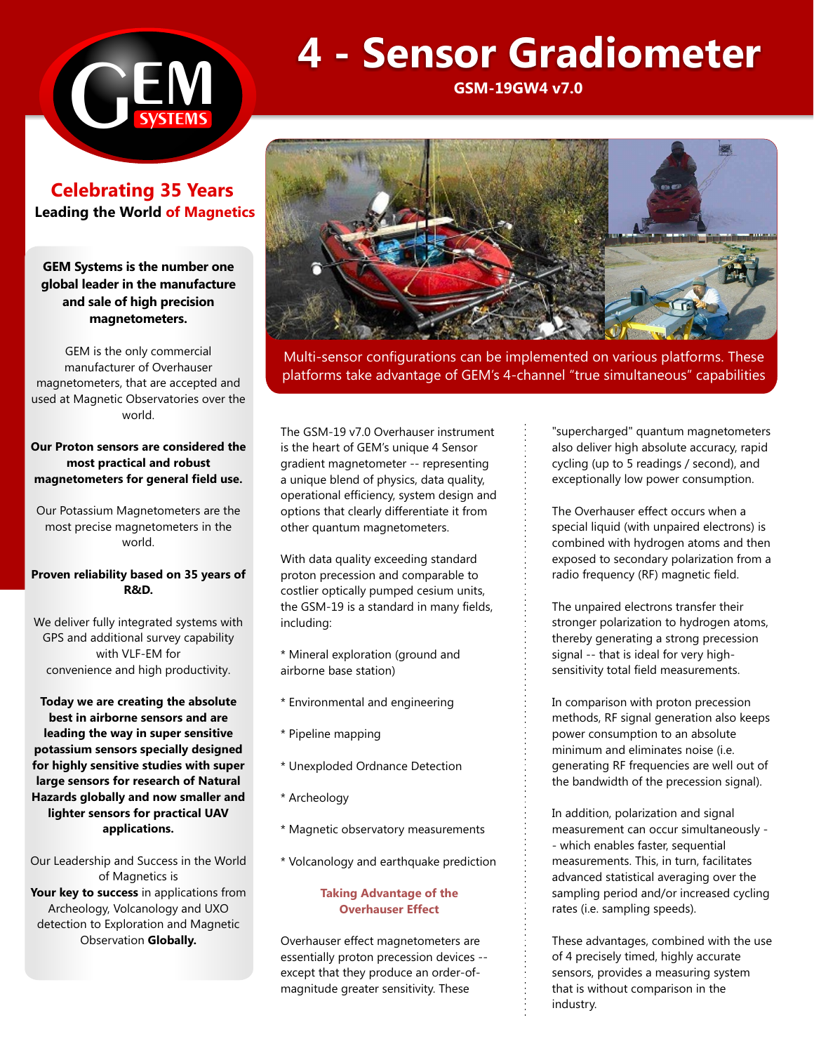# 4 - Sensor Gradiometer

**GSM-19GW4 v7.0**

## Celebrating 35 Years

**Leading the World of Magnetics**

**GEM Systems is the number one global leader in the manufacture and sale of high precision magnetometers.**

GEM is the only commercial manufacturer of Overhauser magnetometers, that are accepted and used at Magnetic Observatories over the world.

**Our Proton sensors are considered the most practical and robust magnetometers for general field use.**

Our Potassium Magnetometers are the most precise magnetometers in the world.

**Proven reliability based on 35 years of R&D.**

We deliver fully integrated systems with GPS and additional survey capability with VLF-EM for convenience and high productivity.

**Today we are creating the absolute best in airborne sensors and are leading the way in super sensitive potassium sensors specially designed for highly sensitive studies with super large sensors for research of Natural Hazards globally and now smaller and lighter sensors for practical UAV applications.**

Our Leadership and Success in the World of Magnetics is **Your key to success** in applications from Archeology, Volcanology and UXO detection to Exploration and Magnetic Observation **Globally.**

Multi-sensor configurations can be implemented on various platforms. These platforms take advantage of GEM's 4-channel "true simultaneous" capabilities

The GSM-19 v7.0 Overhauser instrument is the heart of GEM's unique 4 Sensor gradient magnetometer -- representing a unique blend of physics, data quality, operational efficiency, system design and options that clearly differentiate it from other quantum magnetometers.

With data quality exceeding standard proton precession and comparable to costlier optically pumped cesium units, the GSM-19 is a standard in many fields, including:

* Mineral exploration (ground and airborne base station)

* Environmental and engineering

* Pipeline mapping

* Unexploded Ordnance Detection

* Archeology

* Magnetic observatory measurements

* Volcanology and earthquake prediction

### Taking Advantage of the Overhauser Effect

Overhauser effect magnetometers are essentially proton precession devices -- except that they produce an order-of-magnitude greater sensitivity. These "supercharged" quantum magnetometers also deliver high absolute accuracy, rapid cycling (up to 5 readings / second), and exceptionally low power consumption.

The Overhauser effect occurs when a special liquid (with unpaired electrons) is combined with hydrogen atoms and then exposed to secondary polarization from a radio frequency (RF) magnetic field.

The unpaired electrons transfer their stronger polarization to hydrogen atoms, thereby generating a strong precession signal -- that is ideal for very high-sensitivity total field measurements.

In comparison with proton precession methods, RF signal generation also keeps power consumption to an absolute minimum and eliminates noise (i.e. generating RF frequencies are well out of the bandwidth of the precession signal).

In addition, polarization and signal measurement can occur simultaneously -- which enables faster, sequential measurements. This, in turn, facilitates advanced statistical averaging over the sampling period and/or increased cycling rates (i.e. sampling speeds).

These advantages, combined with the use of 4 precisely timed, highly accurate sensors, provides a measuring system that is without comparison in the industry.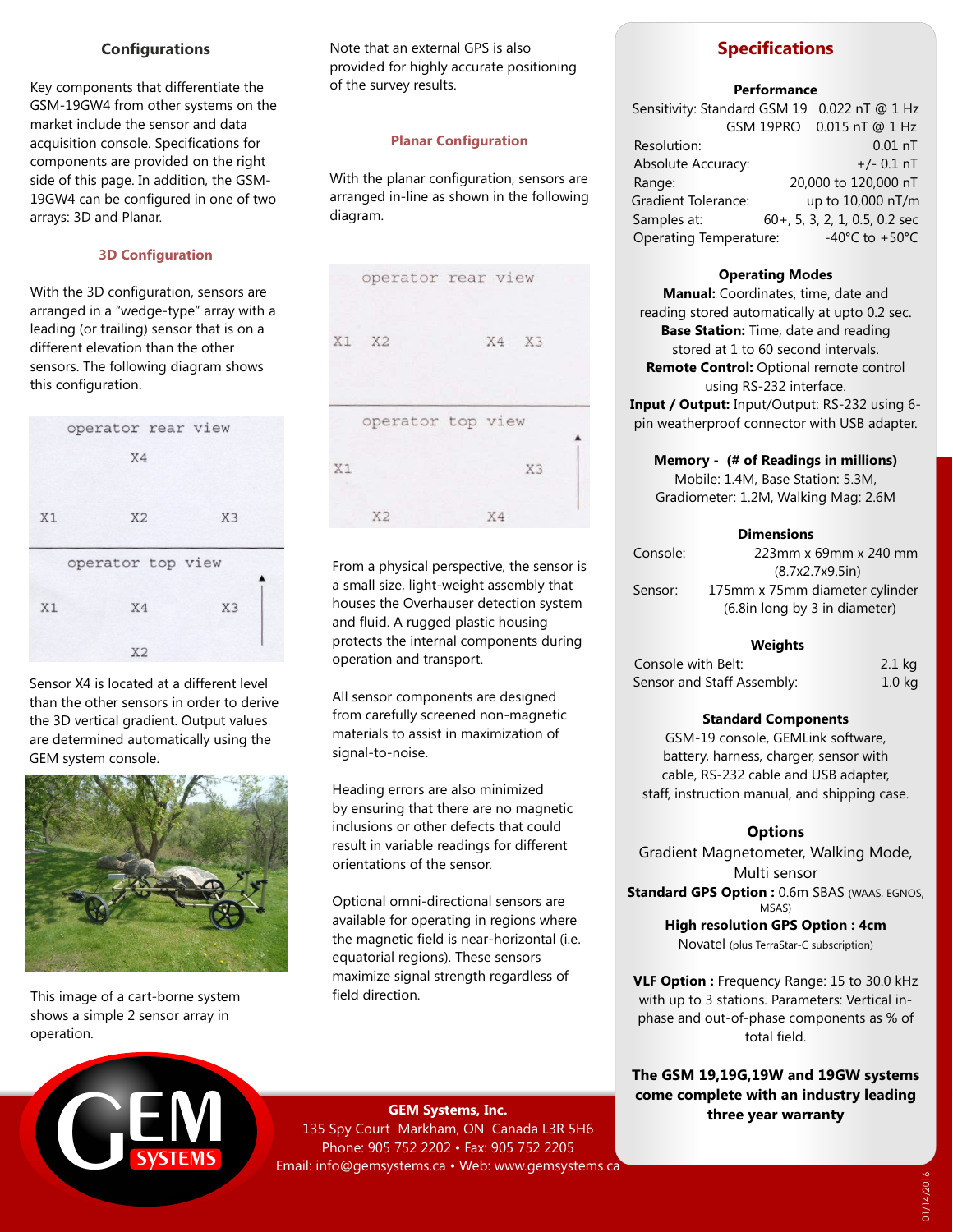## Configurations

Key components that differentiate the GSM-19GW4 from other systems on the market include the sensor and data acquisition console. Specifications for components are provided on the right side of this page. In addition, the GSM-19GW4 can be configured in one of two arrays: 3D and Planar.

### 3D Configuration

With the 3D configuration, sensors are arranged in a "wedge-type" array with a leading (or trailing) sensor that is on a different elevation than the other sensors. The following diagram shows this configuration.

operator rear view

X4

X1 X2 X3

operator top view

X1 X4 X3

X2

Sensor X4 is located at a different level than the other sensors in order to derive the 3D vertical gradient. Output values are determined automatically using the GEM system console.

This image of a cart-borne system shows a simple 2 sensor array in operation.

Note that an external GPS is also provided for highly accurate positioning of the survey results.

### Planar Configuration

With the planar configuration, sensors are arranged in-line as shown in the following diagram.

operator rear view

X1 X2 X4 X3

operator top view

X1 X3

X2 X4

From a physical perspective, the sensor is a small size, light-weight assembly that houses the Overhauser detection system and fluid. A rugged plastic housing protects the internal components during operation and transport.

All sensor components are designed from carefully screened non-magnetic materials to assist in maximization of signal-to-noise.

Heading errors are also minimized by ensuring that there are no magnetic inclusions or other defects that could result in variable readings for different orientations of the sensor.

Optional omni-directional sensors are available for operating in regions where the magnetic field is near-horizontal (i.e. equatorial regions). These sensors maximize signal strength regardless of field direction.

## Specifications

### Performance

| | |
|---|---|
| Sensitivity: Standard GSM 19 | 0.022 nT @ 1 Hz |
| GSM 19PRO | 0.015 nT @ 1 Hz |
| Resolution: | 0.01 nT |
| Absolute Accuracy: | +/- 0.1 nT |
| Range: | 20,000 to 120,000 nT |
| Gradient Tolerance: | up to 10,000 nT/m |
| Samples at: | 60+, 5, 3, 2, 1, 0.5, 0.2 sec |
| Operating Temperature: | -40°C to +50°C |

### Operating Modes

**Manual:** Coordinates, time, date and reading stored automatically at upto 0.2 sec.

**Base Station:** Time, date and reading stored at 1 to 60 second intervals.

**Remote Control:** Optional remote control using RS-232 interface.

**Input / Output:** Input/Output: RS-232 using 6-pin weatherproof connector with USB adapter.

### Memory - (# of Readings in millions)

Mobile: 1.4M, Base Station: 5.3M, Gradiometer: 1.2M, Walking Mag: 2.6M

### Dimensions

| | |
|---|---|
| Console: | 223mm x 69mm x 240 mm (8.7x2.7x9.5in) |
| Sensor: | 175mm x 75mm diameter cylinder (6.8in long by 3 in diameter) |

### Weights

| | |
|---|---|
| Console with Belt: | 2.1 kg |
| Sensor and Staff Assembly: | 1.0 kg |

### Standard Components

GSM-19 console, GEMLink software, battery, harness, charger, sensor with cable, RS-232 cable and USB adapter, staff, instruction manual, and shipping case.

### Options

Gradient Magnetometer, Walking Mode, Multi sensor

**Standard GPS Option :** 0.6m SBAS (WAAS, EGNOS, MSAS)

**High resolution GPS Option : 4cm**

Novatel (plus TerraStar-C subscription)

**VLF Option :** Frequency Range: 15 to 30.0 kHz with up to 3 stations. Parameters: Vertical in-phase and out-of-phase components as % of total field.

**The GSM 19,19G,19W and 19GW systems come complete with an industry leading three year warranty**

**GEM Systems, Inc.**
135 Spy Court Markham, ON Canada L3R 5H6
Phone: 905 752 2202 • Fax: 905 752 2205
Email: info@gemsystems.ca • Web: www.gemsystems.ca

01/14/2016